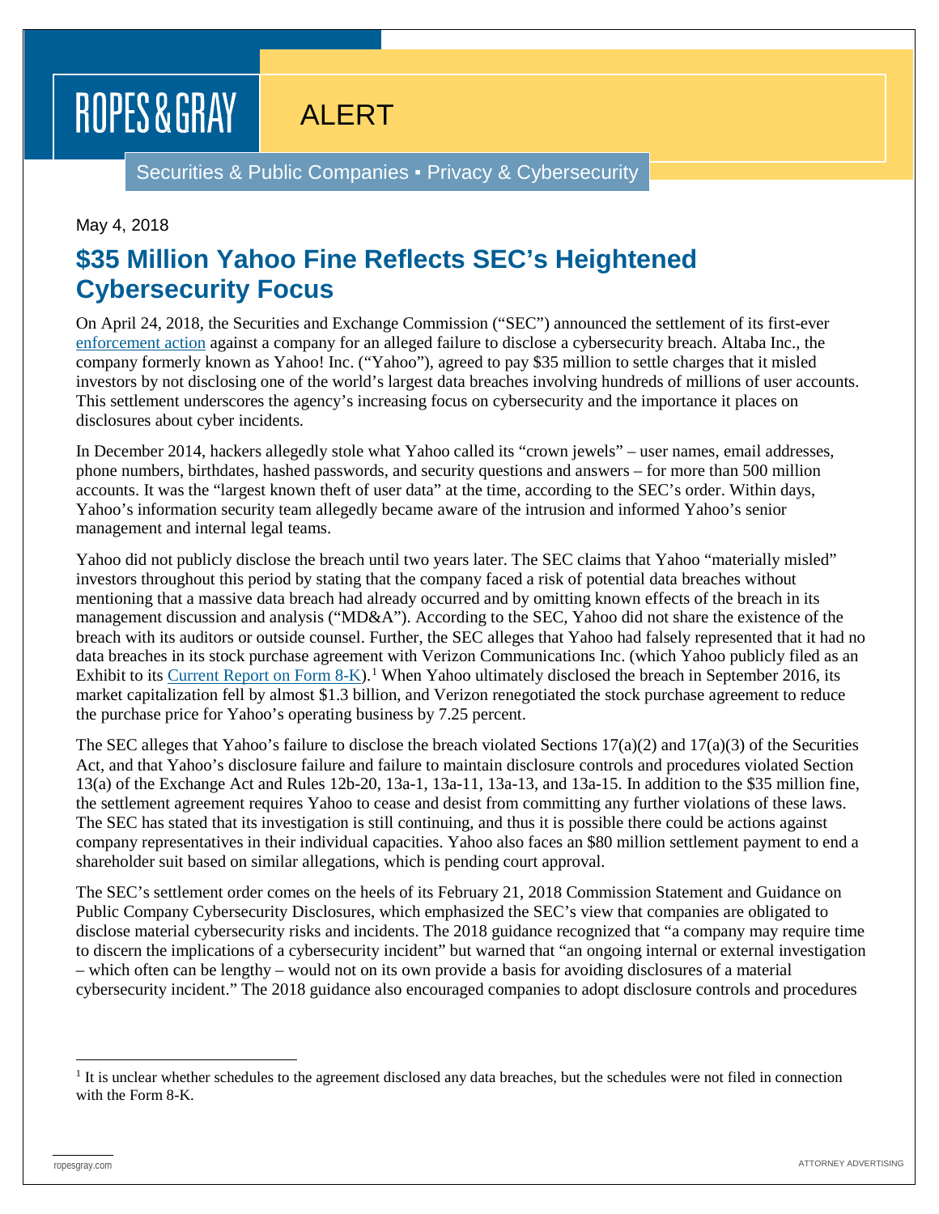ROPES & GRAY

ALERT

Securities & Public Companies ▪ Privacy & Cybersecurity

May 4, 2018

# $35 Million Yahoo Fine Reflects SEC's Heightened Cybersecurity Focus

On April 24, 2018, the Securities and Exchange Commission ("SEC") announced the settlement of its first-ever enforcement action against a company for an alleged failure to disclose a cybersecurity breach. Altaba Inc., the company formerly known as Yahoo! Inc. ("Yahoo"), agreed to pay $35 million to settle charges that it misled investors by not disclosing one of the world's largest data breaches involving hundreds of millions of user accounts. This settlement underscores the agency's increasing focus on cybersecurity and the importance it places on disclosures about cyber incidents.

In December 2014, hackers allegedly stole what Yahoo called its "crown jewels" – user names, email addresses, phone numbers, birthdates, hashed passwords, and security questions and answers – for more than 500 million accounts. It was the "largest known theft of user data" at the time, according to the SEC's order. Within days, Yahoo's information security team allegedly became aware of the intrusion and informed Yahoo's senior management and internal legal teams.

Yahoo did not publicly disclose the breach until two years later. The SEC claims that Yahoo "materially misled" investors throughout this period by stating that the company faced a risk of potential data breaches without mentioning that a massive data breach had already occurred and by omitting known effects of the breach in its management discussion and analysis ("MD&A"). According to the SEC, Yahoo did not share the existence of the breach with its auditors or outside counsel. Further, the SEC alleges that Yahoo had falsely represented that it had no data breaches in its stock purchase agreement with Verizon Communications Inc. (which Yahoo publicly filed as an Exhibit to its Current Report on Form 8-K).[1] When Yahoo ultimately disclosed the breach in September 2016, its market capitalization fell by almost $1.3 billion, and Verizon renegotiated the stock purchase agreement to reduce the purchase price for Yahoo's operating business by 7.25 percent.

The SEC alleges that Yahoo's failure to disclose the breach violated Sections 17(a)(2) and 17(a)(3) of the Securities Act, and that Yahoo's disclosure failure and failure to maintain disclosure controls and procedures violated Section 13(a) of the Exchange Act and Rules 12b-20, 13a-1, 13a-11, 13a-13, and 13a-15. In addition to the $35 million fine, the settlement agreement requires Yahoo to cease and desist from committing any further violations of these laws. The SEC has stated that its investigation is still continuing, and thus it is possible there could be actions against company representatives in their individual capacities. Yahoo also faces an $80 million settlement payment to end a shareholder suit based on similar allegations, which is pending court approval.

The SEC's settlement order comes on the heels of its February 21, 2018 Commission Statement and Guidance on Public Company Cybersecurity Disclosures, which emphasized the SEC's view that companies are obligated to disclose material cybersecurity risks and incidents. The 2018 guidance recognized that "a company may require time to discern the implications of a cybersecurity incident" but warned that "an ongoing internal or external investigation – which often can be lengthy – would not on its own provide a basis for avoiding disclosures of a material cybersecurity incident." The 2018 guidance also encouraged companies to adopt disclosure controls and procedures

[1] It is unclear whether schedules to the agreement disclosed any data breaches, but the schedules were not filed in connection with the Form 8-K.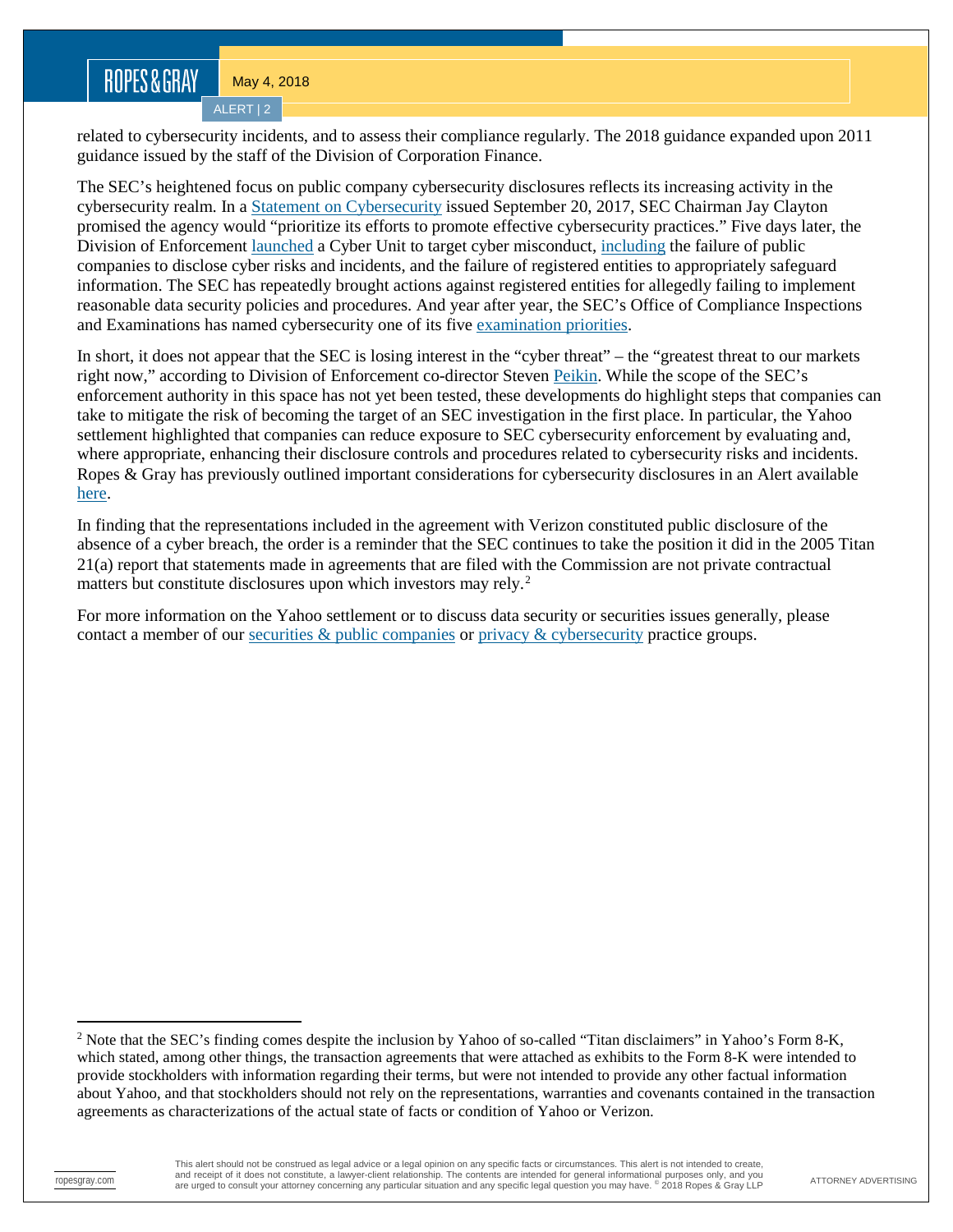related to cybersecurity incidents, and to assess their compliance regularly. The 2018 guidance expanded upon 2011 guidance issued by the staff of the Division of Corporation Finance.

The SEC's heightened focus on public company cybersecurity disclosures reflects its increasing activity in the cybersecurity realm. In a Statement on Cybersecurity issued September 20, 2017, SEC Chairman Jay Clayton promised the agency would "prioritize its efforts to promote effective cybersecurity practices." Five days later, the Division of Enforcement launched a Cyber Unit to target cyber misconduct, including the failure of public companies to disclose cyber risks and incidents, and the failure of registered entities to appropriately safeguard information. The SEC has repeatedly brought actions against registered entities for allegedly failing to implement reasonable data security policies and procedures. And year after year, the SEC's Office of Compliance Inspections and Examinations has named cybersecurity one of its five examination priorities.

In short, it does not appear that the SEC is losing interest in the "cyber threat" – the "greatest threat to our markets right now," according to Division of Enforcement co-director Steven Peikin. While the scope of the SEC's enforcement authority in this space has not yet been tested, these developments do highlight steps that companies can take to mitigate the risk of becoming the target of an SEC investigation in the first place. In particular, the Yahoo settlement highlighted that companies can reduce exposure to SEC cybersecurity enforcement by evaluating and, where appropriate, enhancing their disclosure controls and procedures related to cybersecurity risks and incidents. Ropes & Gray has previously outlined important considerations for cybersecurity disclosures in an Alert available here.

In finding that the representations included in the agreement with Verizon constituted public disclosure of the absence of a cyber breach, the order is a reminder that the SEC continues to take the position it did in the 2005 Titan 21(a) report that statements made in agreements that are filed with the Commission are not private contractual matters but constitute disclosures upon which investors may rely.[2]

For more information on the Yahoo settlement or to discuss data security or securities issues generally, please contact a member of our securities & public companies or privacy & cybersecurity practice groups.

---

[2] Note that the SEC's finding comes despite the inclusion by Yahoo of so-called "Titan disclaimers" in Yahoo's Form 8-K, which stated, among other things, the transaction agreements that were attached as exhibits to the Form 8-K were intended to provide stockholders with information regarding their terms, but were not intended to provide any other factual information about Yahoo, and that stockholders should not rely on the representations, warranties and covenants contained in the transaction agreements as characterizations of the actual state of facts or condition of Yahoo or Verizon.